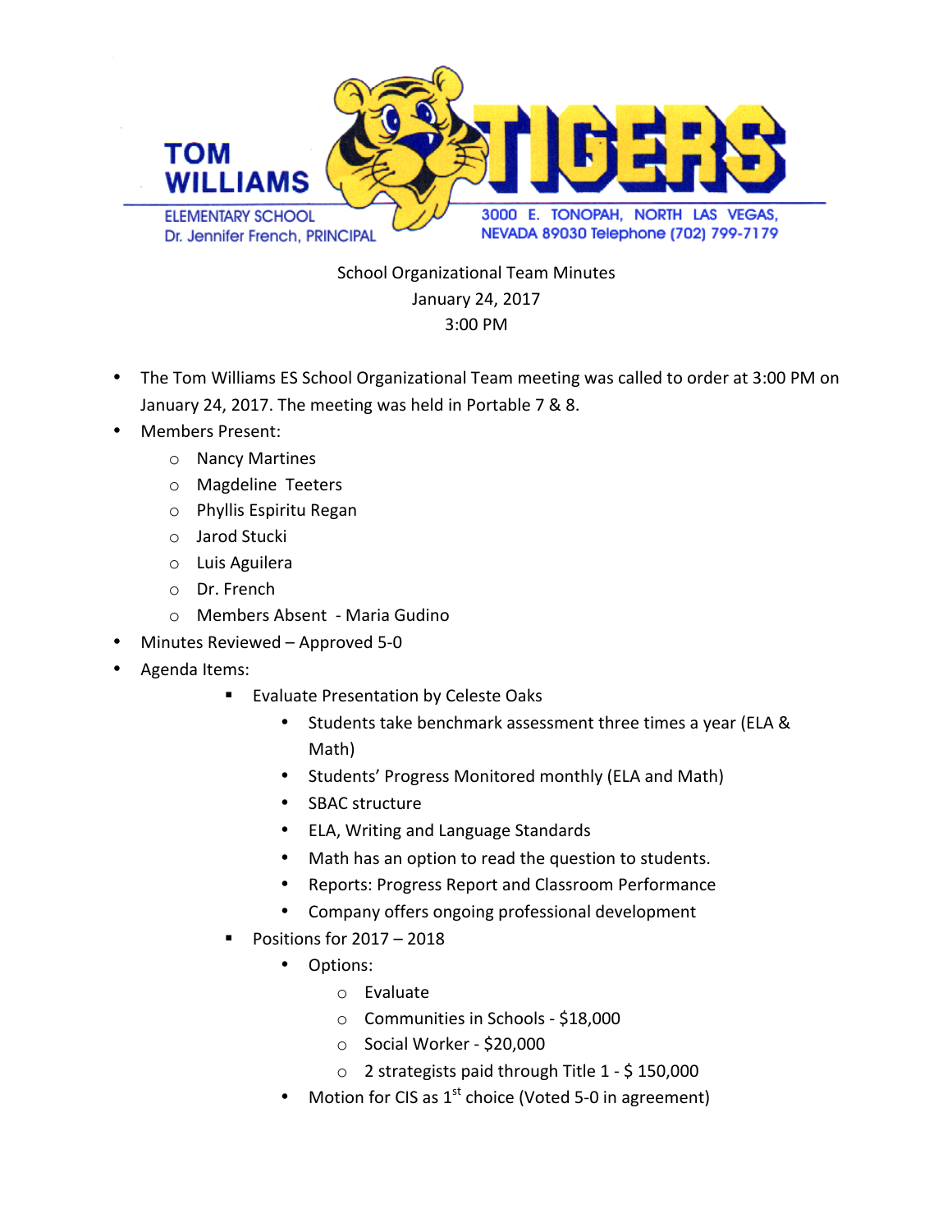**TOM WILLIAMS TIGERS**

ELEMENTARY SCHOOL
Dr. Jennifer French, PRINCIPAL

3000 E. TONOPAH, NORTH LAS VEGAS, NEVADA 89030 Telephone (702) 799-7179

School Organizational Team Minutes
January 24, 2017
3:00 PM

- The Tom Williams ES School Organizational Team meeting was called to order at 3:00 PM on January 24, 2017. The meeting was held in Portable 7 & 8.
- Members Present:
  - Nancy Martines
  - Magdeline Teeters
  - Phyllis Espiritu Regan
  - Jarod Stucki
  - Luis Aguilera
  - Dr. French
  - Members Absent - Maria Gudino
- Minutes Reviewed – Approved 5-0
- Agenda Items:
  - Evaluate Presentation by Celeste Oaks
    - Students take benchmark assessment three times a year (ELA & Math)
    - Students' Progress Monitored monthly (ELA and Math)
    - SBAC structure
    - ELA, Writing and Language Standards
    - Math has an option to read the question to students.
    - Reports: Progress Report and Classroom Performance
    - Company offers ongoing professional development
  - Positions for 2017 – 2018
    - Options:
      - Evaluate
      - Communities in Schools - $18,000
      - Social Worker - $20,000
      - 2 strategists paid through Title 1 - $ 150,000
    - Motion for CIS as 1st choice (Voted 5-0 in agreement)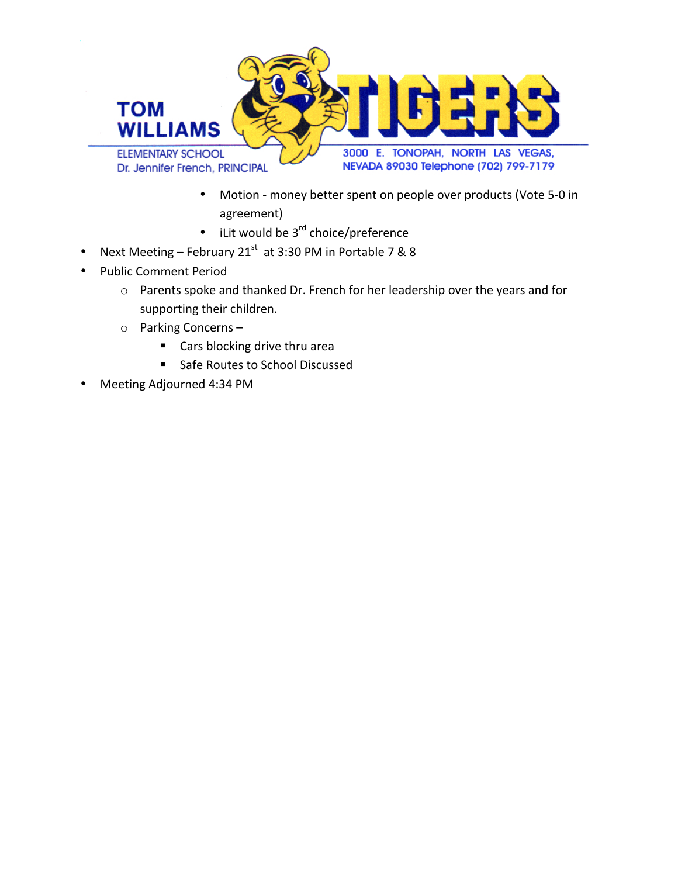**TOM WILLIAMS** ELEMENTARY SCHOOL
Dr. Jennifer French, PRINCIPAL

**TIGERS**

3000 E. TONOPAH, NORTH LAS VEGAS, NEVADA 89030 Telephone (702) 799-7179

        - Motion - money better spent on people over products (Vote 5-0 in agreement)
        - iLit would be 3rd choice/preference
- Next Meeting – February 21st at 3:30 PM in Portable 7 & 8
- Public Comment Period
    - Parents spoke and thanked Dr. French for her leadership over the years and for supporting their children.
    - Parking Concerns –
        - Cars blocking drive thru area
        - Safe Routes to School Discussed
- Meeting Adjourned 4:34 PM